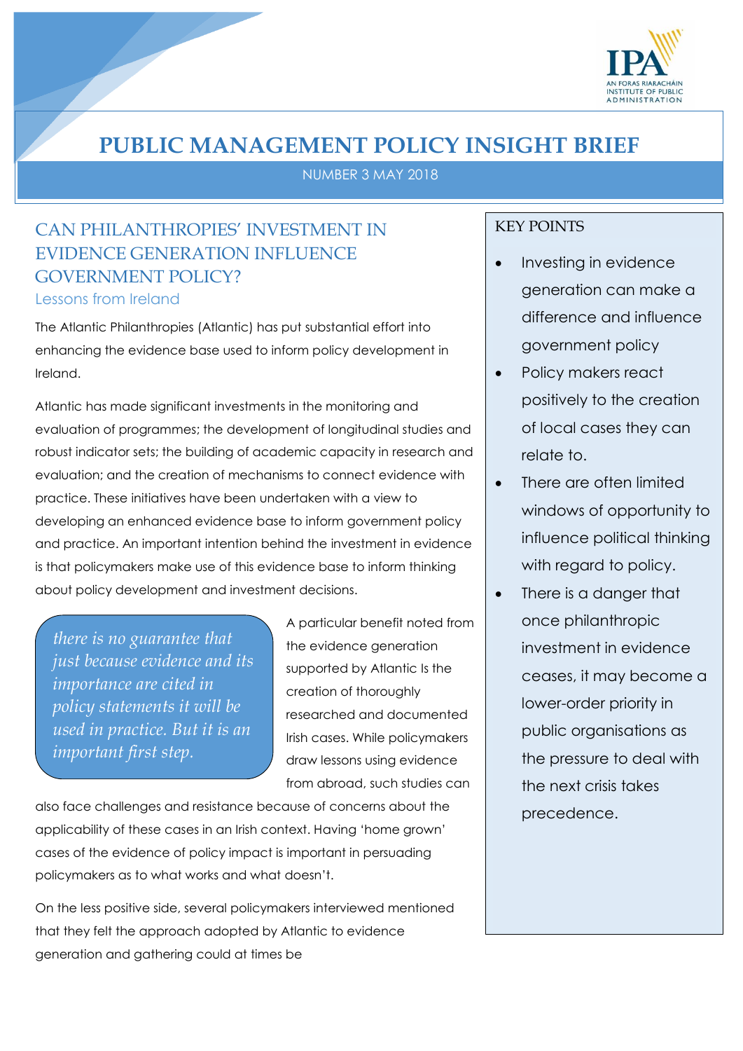# PUBLIC MANAGEMENT POLICY INSIGHT BRIEF

NUMBER 3 MAY 2018

## CAN PHILANTHROPIES' INVESTMENT IN EVIDENCE GENERATION INFLUENCE GOVERNMENT POLICY?

### Lessons from Ireland

The Atlantic Philanthropies (Atlantic) has put substantial effort into enhancing the evidence base used to inform policy development in Ireland.

Atlantic has made significant investments in the monitoring and evaluation of programmes; the development of longitudinal studies and robust indicator sets; the building of academic capacity in research and evaluation; and the creation of mechanisms to connect evidence with practice. These initiatives have been undertaken with a view to developing an enhanced evidence base to inform government policy and practice. An important intention behind the investment in evidence is that policymakers make use of this evidence base to inform thinking about policy development and investment decisions.

> *there is no guarantee that just because evidence and its importance are cited in policy statements it will be used in practice. But it is an important first step.*

A particular benefit noted from the evidence generation supported by Atlantic Is the creation of thoroughly researched and documented Irish cases. While policymakers draw lessons using evidence from abroad, such studies can also face challenges and resistance because of concerns about the applicability of these cases in an Irish context. Having 'home grown' cases of the evidence of policy impact is important in persuading policymakers as to what works and what doesn't.

On the less positive side, several policymakers interviewed mentioned that they felt the approach adopted by Atlantic to evidence generation and gathering could at times be

### KEY POINTS

- Investing in evidence generation can make a difference and influence government policy
- Policy makers react positively to the creation of local cases they can relate to.
- There are often limited windows of opportunity to influence political thinking with regard to policy.
- There is a danger that once philanthropic investment in evidence ceases, it may become a lower-order priority in public organisations as the pressure to deal with the next crisis takes precedence.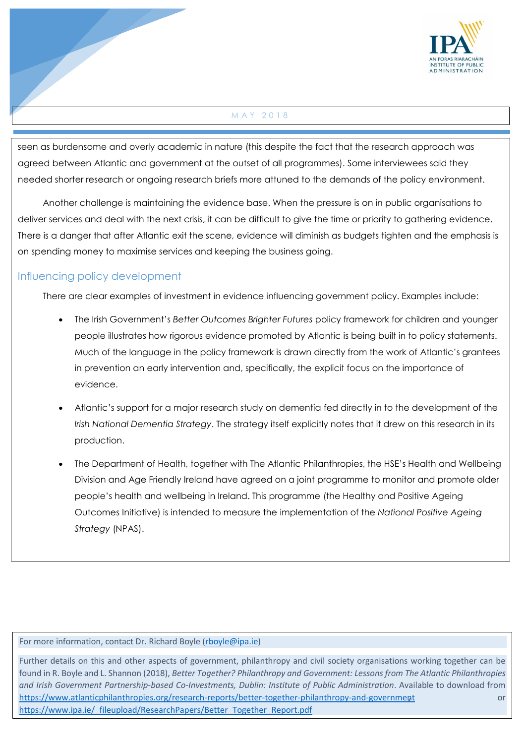seen as burdensome and overly academic in nature (this despite the fact that the research approach was agreed between Atlantic and government at the outset of all programmes). Some interviewees said they needed shorter research or ongoing research briefs more attuned to the demands of the policy environment.

Another challenge is maintaining the evidence base. When the pressure is on in public organisations to deliver services and deal with the next crisis, it can be difficult to give the time or priority to gathering evidence. There is a danger that after Atlantic exit the scene, evidence will diminish as budgets tighten and the emphasis is on spending money to maximise services and keeping the business going.

## Influencing policy development

There are clear examples of investment in evidence influencing government policy. Examples include:

- The Irish Government's *Better Outcomes Brighter Futures* policy framework for children and younger people illustrates how rigorous evidence promoted by Atlantic is being built in to policy statements. Much of the language in the policy framework is drawn directly from the work of Atlantic's grantees in prevention an early intervention and, specifically, the explicit focus on the importance of evidence.
- Atlantic's support for a major research study on dementia fed directly in to the development of the *Irish National Dementia Strategy*. The strategy itself explicitly notes that it drew on this research in its production.
- The Department of Health, together with The Atlantic Philanthropies, the HSE's Health and Wellbeing Division and Age Friendly Ireland have agreed on a joint programme to monitor and promote older people's health and wellbeing in Ireland. This programme (the Healthy and Positive Ageing Outcomes Initiative) is intended to measure the implementation of the *National Positive Ageing Strategy* (NPAS).

For more information, contact Dr. Richard Boyle (rboyle@ipa.ie)

Further details on this and other aspects of government, philanthropy and civil society organisations working together can be found in R. Boyle and L. Shannon (2018), *Better Together? Philanthropy and Government: Lessons from The Atlantic Philanthropies and Irish Government Partnership-based Co-Investments, Dublin: Institute of Public Administration*. Available to download from https://www.atlanticphilanthropies.org/research-reports/better-together-philanthropy-and-government or https://www.ipa.ie/_fileupload/ResearchPapers/Better_Together_Report.pdf